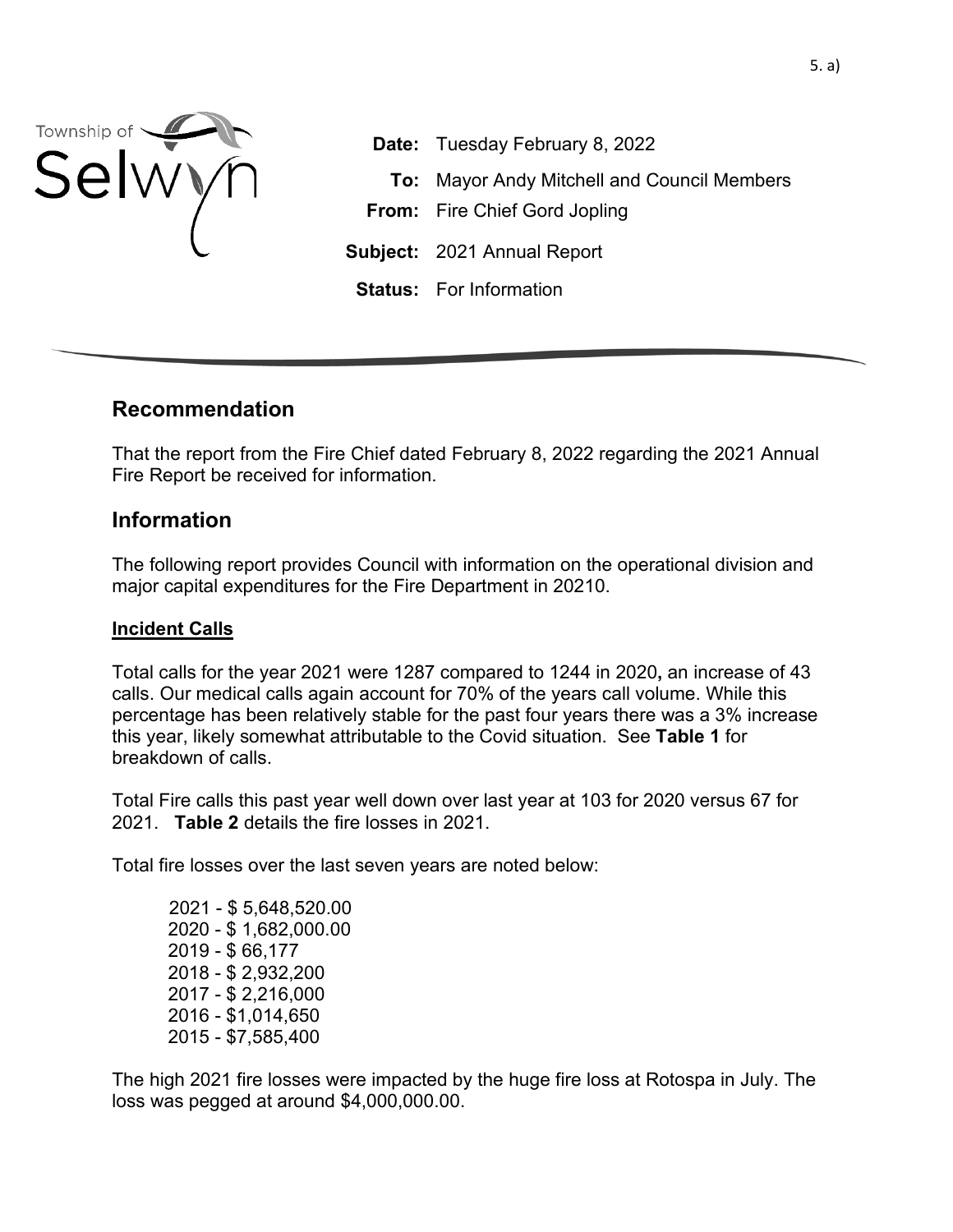Township of Selwyn

**Date:** Tuesday February 8, 2022

**To:** Mayor Andy Mitchell and Council Members

**From:** Fire Chief Gord Jopling

**Subject:** 2021 Annual Report

**Status:** For Information

## Recommendation

That the report from the Fire Chief dated February 8, 2022 regarding the 2021 Annual Fire Report be received for information.

## Information

The following report provides Council with information on the operational division and major capital expenditures for the Fire Department in 20210.

### Incident Calls

Total calls for the year 2021 were 1287 compared to 1244 in 2020**,** an increase of 43 calls. Our medical calls again account for 70% of the years call volume. While this percentage has been relatively stable for the past four years there was a 3% increase this year, likely somewhat attributable to the Covid situation. See **Table 1** for breakdown of calls.

Total Fire calls this past year well down over last year at 103 for 2020 versus 67 for 2021. **Table 2** details the fire losses in 2021.

Total fire losses over the last seven years are noted below:

2021 - $ 5,648,520.00
2020 - $ 1,682,000.00
2019 - $ 66,177
2018 - $ 2,932,200
2017 - $ 2,216,000
2016 - $1,014,650
2015 - $7,585,400

The high 2021 fire losses were impacted by the huge fire loss at Rotospa in July. The loss was pegged at around $4,000,000.00.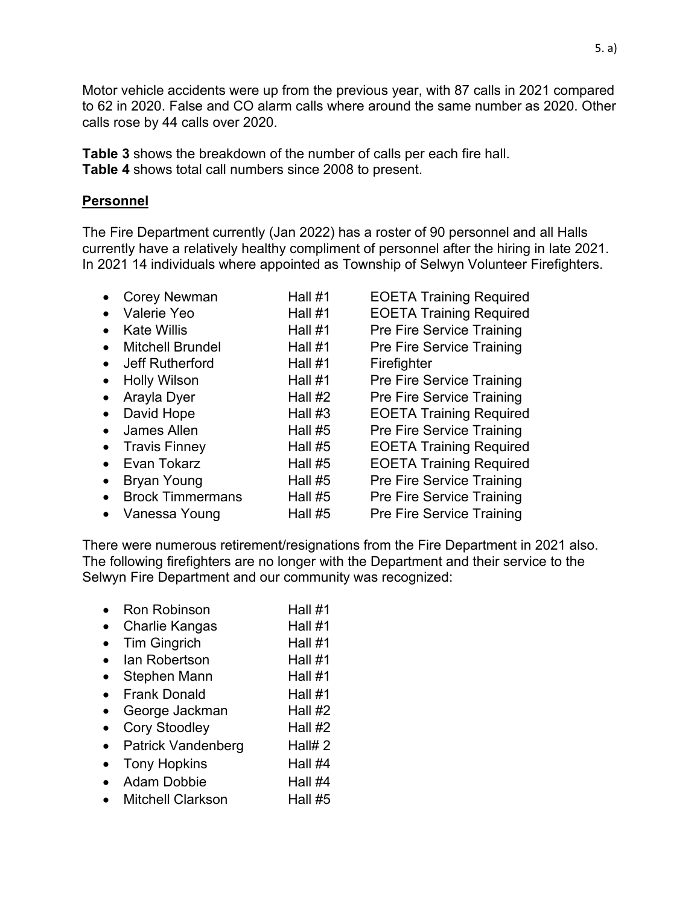Motor vehicle accidents were up from the previous year, with 87 calls in 2021 compared to 62 in 2020. False and CO alarm calls where around the same number as 2020. Other calls rose by 44 calls over 2020.

**Table 3** shows the breakdown of the number of calls per each fire hall.
**Table 4** shows total call numbers since 2008 to present.

## Personnel

The Fire Department currently (Jan 2022) has a roster of 90 personnel and all Halls currently have a relatively healthy compliment of personnel after the hiring in late 2021. In 2021 14 individuals where appointed as Township of Selwyn Volunteer Firefighters.

- Corey Newman — Hall #1 — EOETA Training Required
- Valerie Yeo — Hall #1 — EOETA Training Required
- Kate Willis — Hall #1 — Pre Fire Service Training
- Mitchell Brundel — Hall #1 — Pre Fire Service Training
- Jeff Rutherford — Hall #1 — Firefighter
- Holly Wilson — Hall #1 — Pre Fire Service Training
- Arayla Dyer — Hall #2 — Pre Fire Service Training
- David Hope — Hall #3 — EOETA Training Required
- James Allen — Hall #5 — Pre Fire Service Training
- Travis Finney — Hall #5 — EOETA Training Required
- Evan Tokarz — Hall #5 — EOETA Training Required
- Bryan Young — Hall #5 — Pre Fire Service Training
- Brock Timmermans — Hall #5 — Pre Fire Service Training
- Vanessa Young — Hall #5 — Pre Fire Service Training

There were numerous retirement/resignations from the Fire Department in 2021 also. The following firefighters are no longer with the Department and their service to the Selwyn Fire Department and our community was recognized:

- Ron Robinson — Hall #1
- Charlie Kangas — Hall #1
- Tim Gingrich — Hall #1
- Ian Robertson — Hall #1
- Stephen Mann — Hall #1
- Frank Donald — Hall #1
- George Jackman — Hall #2
- Cory Stoodley — Hall #2
- Patrick Vandenberg — Hall# 2
- Tony Hopkins — Hall #4
- Adam Dobbie — Hall #4
- Mitchell Clarkson — Hall #5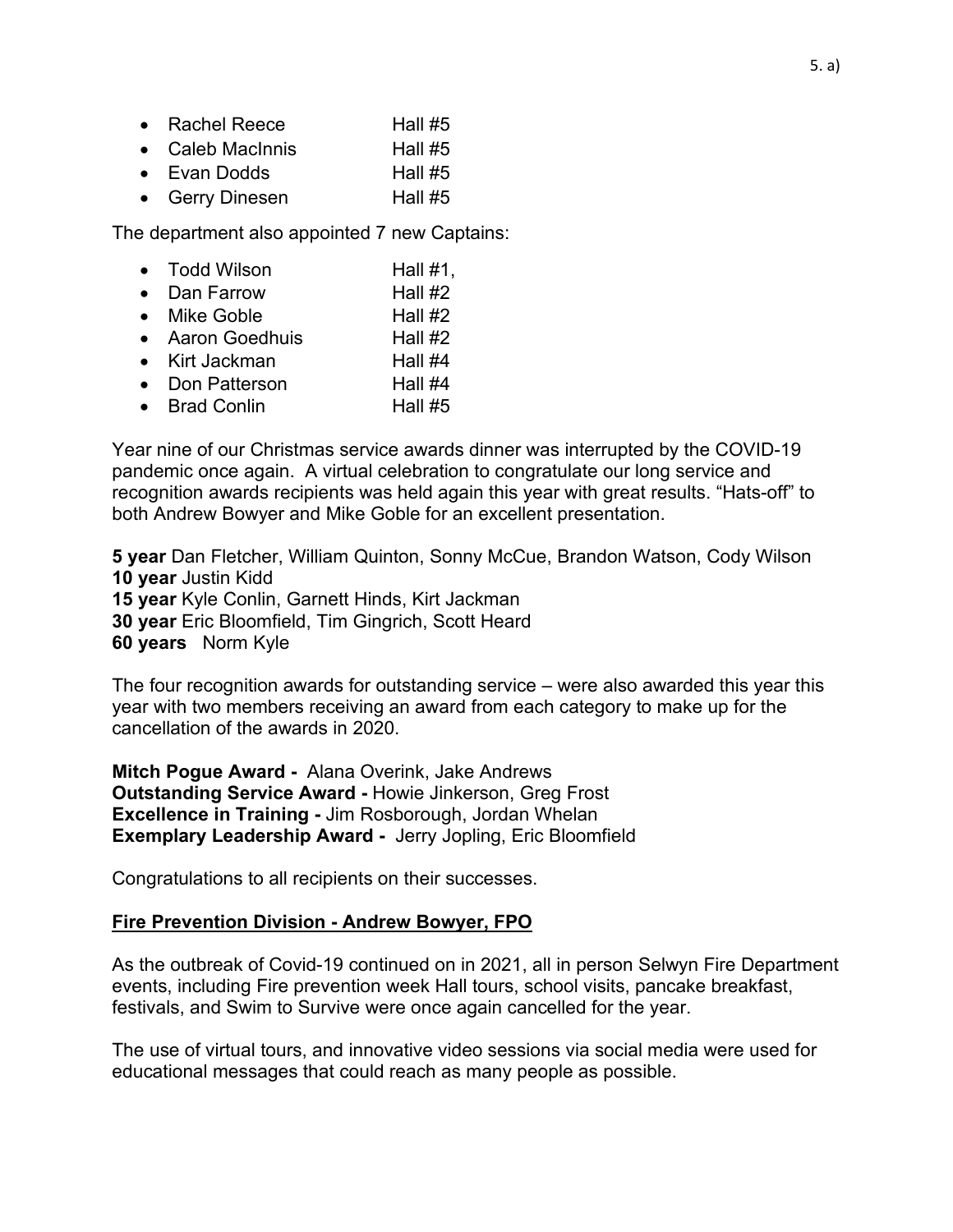- Rachel Reece Hall #5
- Caleb MacInnis Hall #5
- Evan Dodds Hall #5
- Gerry Dinesen Hall #5

The department also appointed 7 new Captains:

- Todd Wilson Hall #1,
- Dan Farrow Hall #2
- Mike Goble Hall #2
- Aaron Goedhuis Hall #2
- Kirt Jackman Hall #4
- Don Patterson Hall #4
- Brad Conlin Hall #5

Year nine of our Christmas service awards dinner was interrupted by the COVID-19 pandemic once again. A virtual celebration to congratulate our long service and recognition awards recipients was held again this year with great results. "Hats-off" to both Andrew Bowyer and Mike Goble for an excellent presentation.

**5 year** Dan Fletcher, William Quinton, Sonny McCue, Brandon Watson, Cody Wilson
**10 year** Justin Kidd
**15 year** Kyle Conlin, Garnett Hinds, Kirt Jackman
**30 year** Eric Bloomfield, Tim Gingrich, Scott Heard
**60 years** Norm Kyle

The four recognition awards for outstanding service – were also awarded this year this year with two members receiving an award from each category to make up for the cancellation of the awards in 2020.

**Mitch Pogue Award -** Alana Overink, Jake Andrews
**Outstanding Service Award -** Howie Jinkerson, Greg Frost
**Excellence in Training -** Jim Rosborough, Jordan Whelan
**Exemplary Leadership Award -** Jerry Jopling, Eric Bloomfield

Congratulations to all recipients on their successes.

## Fire Prevention Division - Andrew Bowyer, FPO

As the outbreak of Covid-19 continued on in 2021, all in person Selwyn Fire Department events, including Fire prevention week Hall tours, school visits, pancake breakfast, festivals, and Swim to Survive were once again cancelled for the year.

The use of virtual tours, and innovative video sessions via social media were used for educational messages that could reach as many people as possible.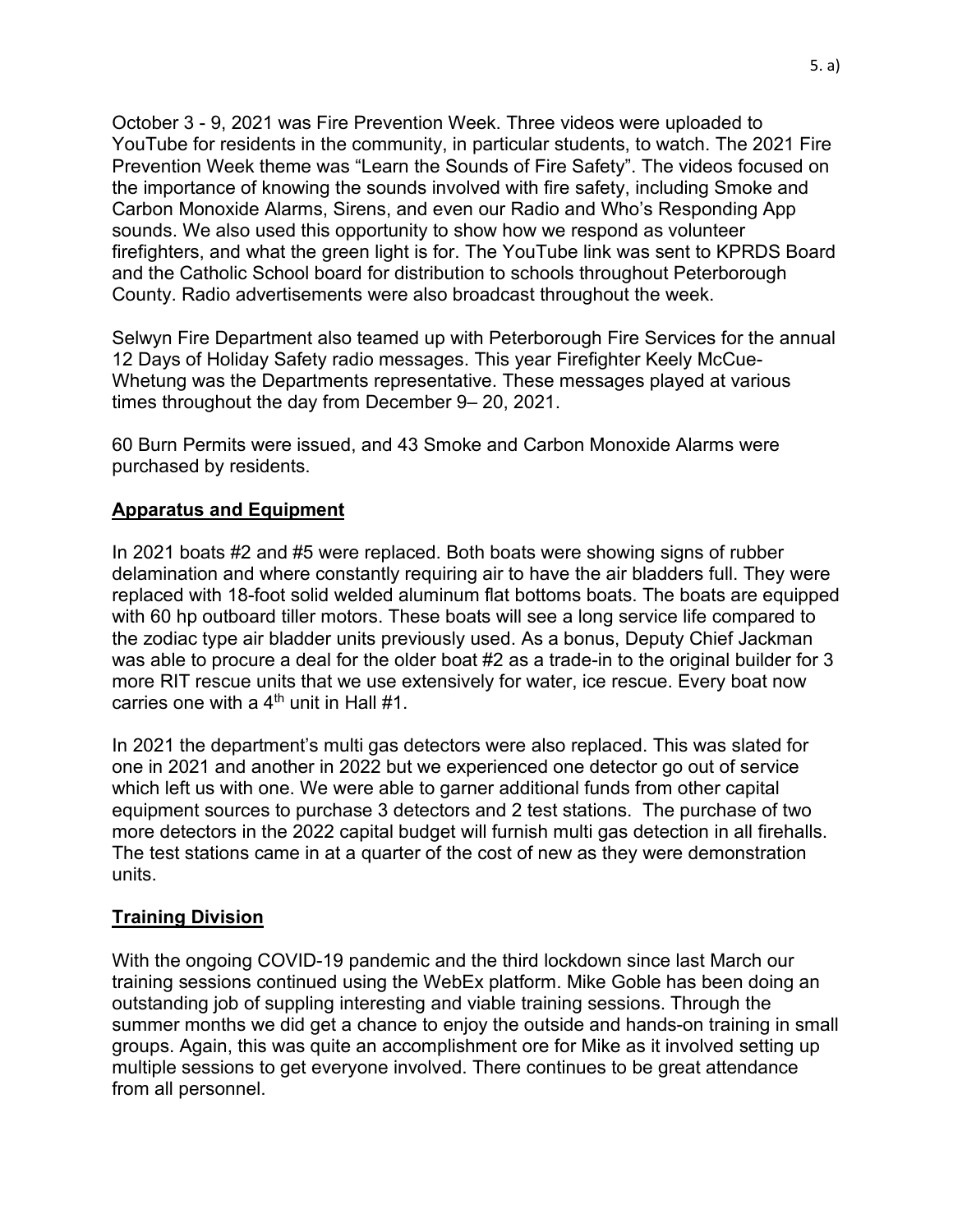October 3 - 9, 2021 was Fire Prevention Week. Three videos were uploaded to YouTube for residents in the community, in particular students, to watch. The 2021 Fire Prevention Week theme was “Learn the Sounds of Fire Safety”. The videos focused on the importance of knowing the sounds involved with fire safety, including Smoke and Carbon Monoxide Alarms, Sirens, and even our Radio and Who’s Responding App sounds. We also used this opportunity to show how we respond as volunteer firefighters, and what the green light is for. The YouTube link was sent to KPRDS Board and the Catholic School board for distribution to schools throughout Peterborough County. Radio advertisements were also broadcast throughout the week.

Selwyn Fire Department also teamed up with Peterborough Fire Services for the annual 12 Days of Holiday Safety radio messages. This year Firefighter Keely McCue-Whetung was the Departments representative. These messages played at various times throughout the day from December 9– 20, 2021.

60 Burn Permits were issued, and 43 Smoke and Carbon Monoxide Alarms were purchased by residents.

## Apparatus and Equipment

In 2021 boats #2 and #5 were replaced. Both boats were showing signs of rubber delamination and where constantly requiring air to have the air bladders full. They were replaced with 18-foot solid welded aluminum flat bottoms boats. The boats are equipped with 60 hp outboard tiller motors. These boats will see a long service life compared to the zodiac type air bladder units previously used. As a bonus, Deputy Chief Jackman was able to procure a deal for the older boat #2 as a trade-in to the original builder for 3 more RIT rescue units that we use extensively for water, ice rescue. Every boat now carries one with a 4th unit in Hall #1.

In 2021 the department’s multi gas detectors were also replaced. This was slated for one in 2021 and another in 2022 but we experienced one detector go out of service which left us with one. We were able to garner additional funds from other capital equipment sources to purchase 3 detectors and 2 test stations. The purchase of two more detectors in the 2022 capital budget will furnish multi gas detection in all firehalls. The test stations came in at a quarter of the cost of new as they were demonstration units.

## Training Division

With the ongoing COVID-19 pandemic and the third lockdown since last March our training sessions continued using the WebEx platform. Mike Goble has been doing an outstanding job of suppling interesting and viable training sessions. Through the summer months we did get a chance to enjoy the outside and hands-on training in small groups. Again, this was quite an accomplishment ore for Mike as it involved setting up multiple sessions to get everyone involved. There continues to be great attendance from all personnel.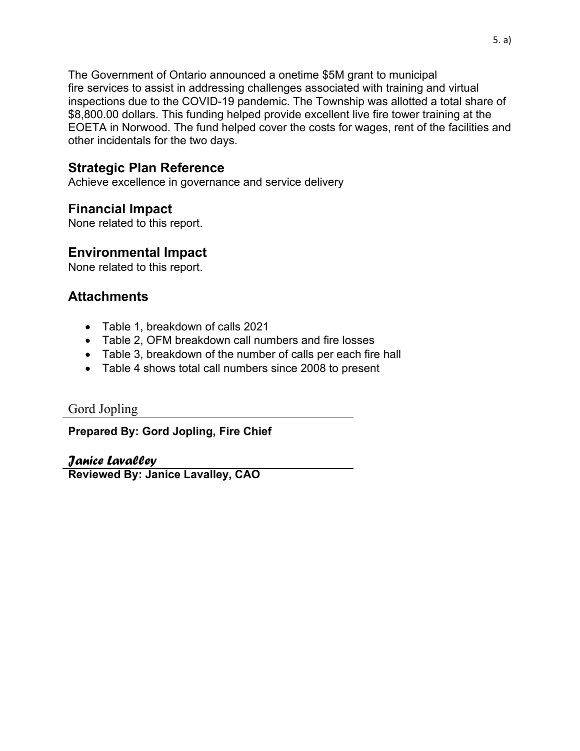The Government of Ontario announced a onetime $5M grant to municipal fire services to assist in addressing challenges associated with training and virtual inspections due to the COVID-19 pandemic. The Township was allotted a total share of $8,800.00 dollars. This funding helped provide excellent live fire tower training at the EOETA in Norwood. The fund helped cover the costs for wages, rent of the facilities and other incidentals for the two days.

## Strategic Plan Reference

Achieve excellence in governance and service delivery

## Financial Impact

None related to this report.

## Environmental Impact

None related to this report.

## Attachments

- Table 1, breakdown of calls 2021
- Table 2, OFM breakdown call numbers and fire losses
- Table 3, breakdown of the number of calls per each fire hall
- Table 4 shows total call numbers since 2008 to present

Gord Jopling

**Prepared By: Gord Jopling, Fire Chief**

*Janice Lavalley*

**Reviewed By: Janice Lavalley, CAO**